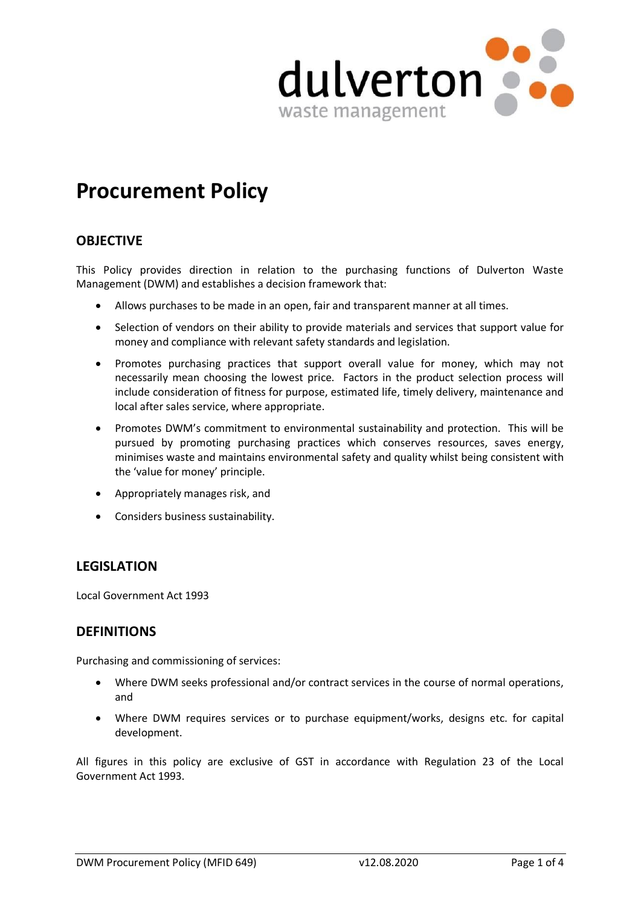# Procurement Policy

## OBJECTIVE

This Policy provides direction in relation to the purchasing functions of Dulverton Waste Management (DWM) and establishes a decision framework that:

- Allows purchases to be made in an open, fair and transparent manner at all times.
- Selection of vendors on their ability to provide materials and services that support value for money and compliance with relevant safety standards and legislation.
- Promotes purchasing practices that support overall value for money, which may not necessarily mean choosing the lowest price. Factors in the product selection process will include consideration of fitness for purpose, estimated life, timely delivery, maintenance and local after sales service, where appropriate.
- Promotes DWM's commitment to environmental sustainability and protection. This will be pursued by promoting purchasing practices which conserves resources, saves energy, minimises waste and maintains environmental safety and quality whilst being consistent with the 'value for money' principle.
- Appropriately manages risk, and
- Considers business sustainability.

## LEGISLATION

Local Government Act 1993

## DEFINITIONS

Purchasing and commissioning of services:

- Where DWM seeks professional and/or contract services in the course of normal operations, and
- Where DWM requires services or to purchase equipment/works, designs etc. for capital development.

All figures in this policy are exclusive of GST in accordance with Regulation 23 of the Local Government Act 1993.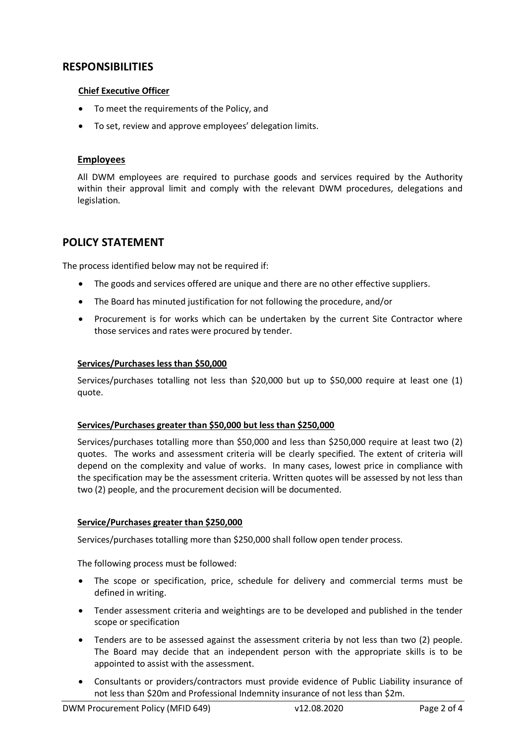## RESPONSIBILITIES

### Chief Executive Officer

- To meet the requirements of the Policy, and
- To set, review and approve employees' delegation limits.

### Employees

All DWM employees are required to purchase goods and services required by the Authority within their approval limit and comply with the relevant DWM procedures, delegations and legislation.

## POLICY STATEMENT

The process identified below may not be required if:

- The goods and services offered are unique and there are no other effective suppliers.
- The Board has minuted justification for not following the procedure, and/or
- Procurement is for works which can be undertaken by the current Site Contractor where those services and rates were procured by tender.

### Services/Purchases less than $50,000

Services/purchases totalling not less than $20,000 but up to $50,000 require at least one (1) quote.

### Services/Purchases greater than $50,000 but less than $250,000

Services/purchases totalling more than $50,000 and less than $250,000 require at least two (2) quotes. The works and assessment criteria will be clearly specified. The extent of criteria will depend on the complexity and value of works. In many cases, lowest price in compliance with the specification may be the assessment criteria. Written quotes will be assessed by not less than two (2) people, and the procurement decision will be documented.

### Service/Purchases greater than $250,000

Services/purchases totalling more than $250,000 shall follow open tender process.

The following process must be followed:

- The scope or specification, price, schedule for delivery and commercial terms must be defined in writing.
- Tender assessment criteria and weightings are to be developed and published in the tender scope or specification
- Tenders are to be assessed against the assessment criteria by not less than two (2) people. The Board may decide that an independent person with the appropriate skills is to be appointed to assist with the assessment.
- Consultants or providers/contractors must provide evidence of Public Liability insurance of not less than $20m and Professional Indemnity insurance of not less than $2m.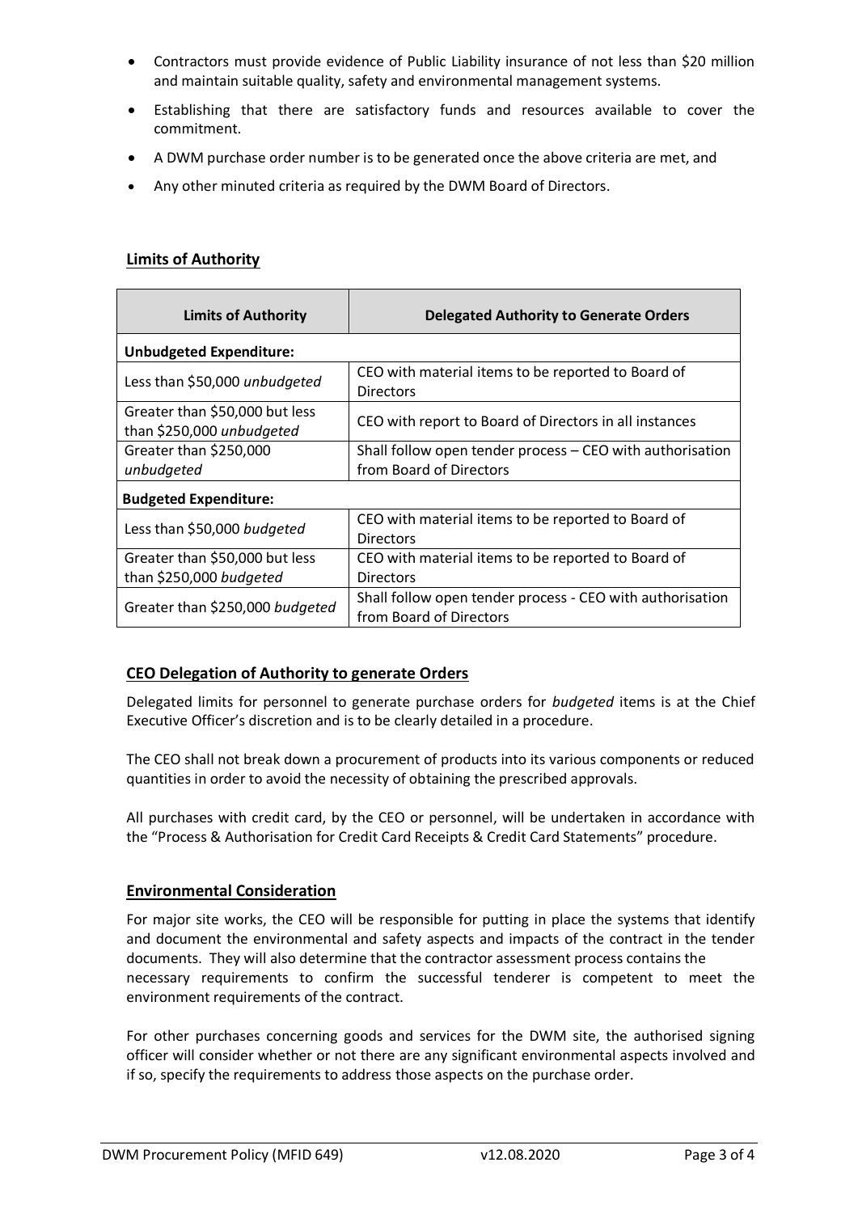- Contractors must provide evidence of Public Liability insurance of not less than $20 million and maintain suitable quality, safety and environmental management systems.
- Establishing that there are satisfactory funds and resources available to cover the commitment.
- A DWM purchase order number is to be generated once the above criteria are met, and
- Any other minuted criteria as required by the DWM Board of Directors.

## Limits of Authority

| Limits of Authority | Delegated Authority to Generate Orders |
|---|---|
| **Unbudgeted Expenditure:** | |
| Less than $50,000 *unbudgeted* | CEO with material items to be reported to Board of Directors |
| Greater than $50,000 but less than $250,000 *unbudgeted* | CEO with report to Board of Directors in all instances |
| Greater than $250,000 *unbudgeted* | Shall follow open tender process – CEO with authorisation from Board of Directors |
| **Budgeted Expenditure:** | |
| Less than $50,000 *budgeted* | CEO with material items to be reported to Board of Directors |
| Greater than $50,000 but less than $250,000 *budgeted* | CEO with material items to be reported to Board of Directors |
| Greater than $250,000 *budgeted* | Shall follow open tender process - CEO with authorisation from Board of Directors |

## CEO Delegation of Authority to generate Orders

Delegated limits for personnel to generate purchase orders for *budgeted* items is at the Chief Executive Officer's discretion and is to be clearly detailed in a procedure.

The CEO shall not break down a procurement of products into its various components or reduced quantities in order to avoid the necessity of obtaining the prescribed approvals.

All purchases with credit card, by the CEO or personnel, will be undertaken in accordance with the "Process & Authorisation for Credit Card Receipts & Credit Card Statements" procedure.

## Environmental Consideration

For major site works, the CEO will be responsible for putting in place the systems that identify and document the environmental and safety aspects and impacts of the contract in the tender documents. They will also determine that the contractor assessment process contains the necessary requirements to confirm the successful tenderer is competent to meet the environment requirements of the contract.

For other purchases concerning goods and services for the DWM site, the authorised signing officer will consider whether or not there are any significant environmental aspects involved and if so, specify the requirements to address those aspects on the purchase order.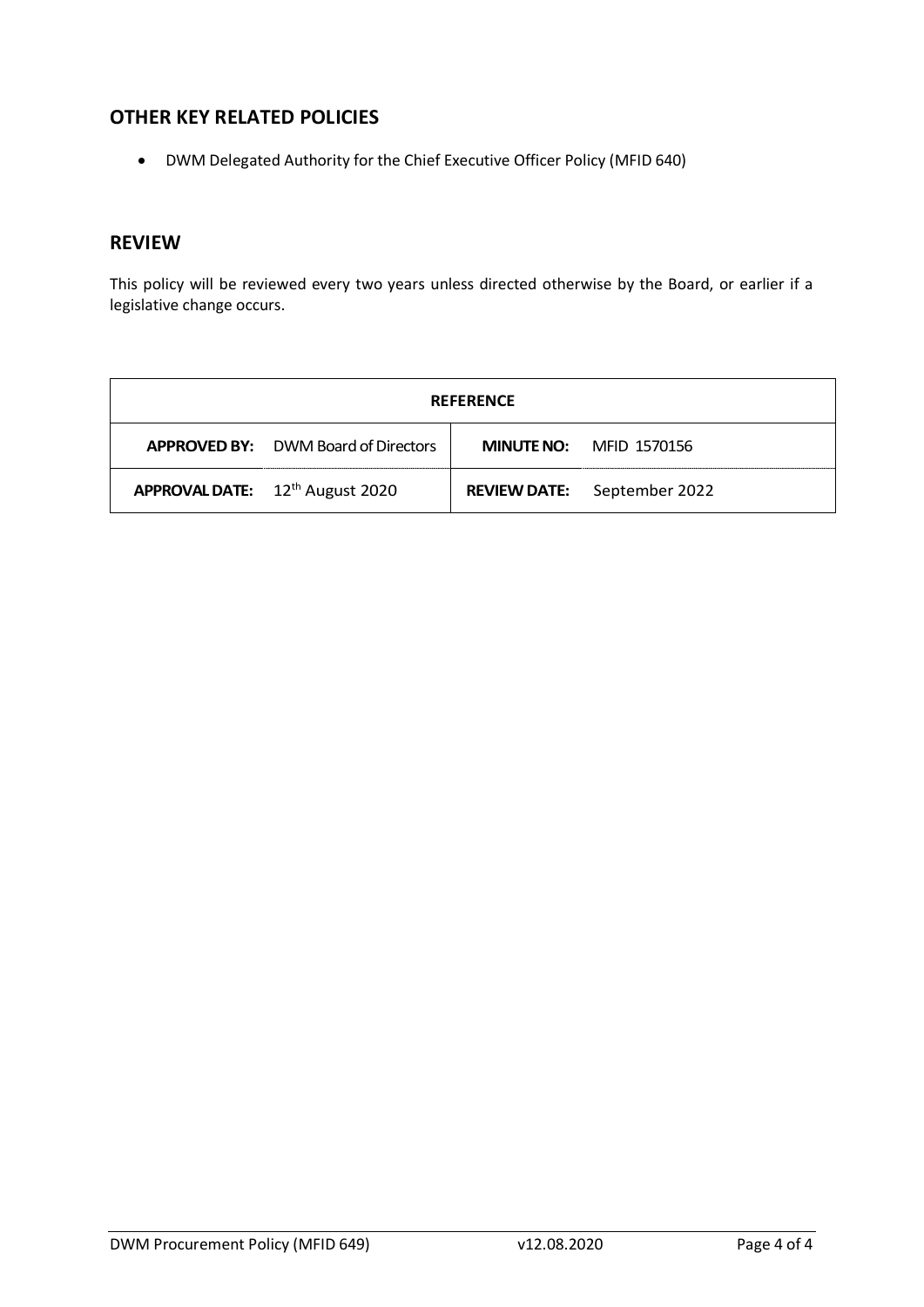## OTHER KEY RELATED POLICIES

- DWM Delegated Authority for the Chief Executive Officer Policy (MFID 640)

## REVIEW

This policy will be reviewed every two years unless directed otherwise by the Board, or earlier if a legislative change occurs.

| REFERENCE | | | |
|---|---|---|---|
| **APPROVED BY:** | DWM Board of Directors | **MINUTE NO:** | MFID 1570156 |
| **APPROVAL DATE:** | 12th August 2020 | **REVIEW DATE:** | September 2022 |